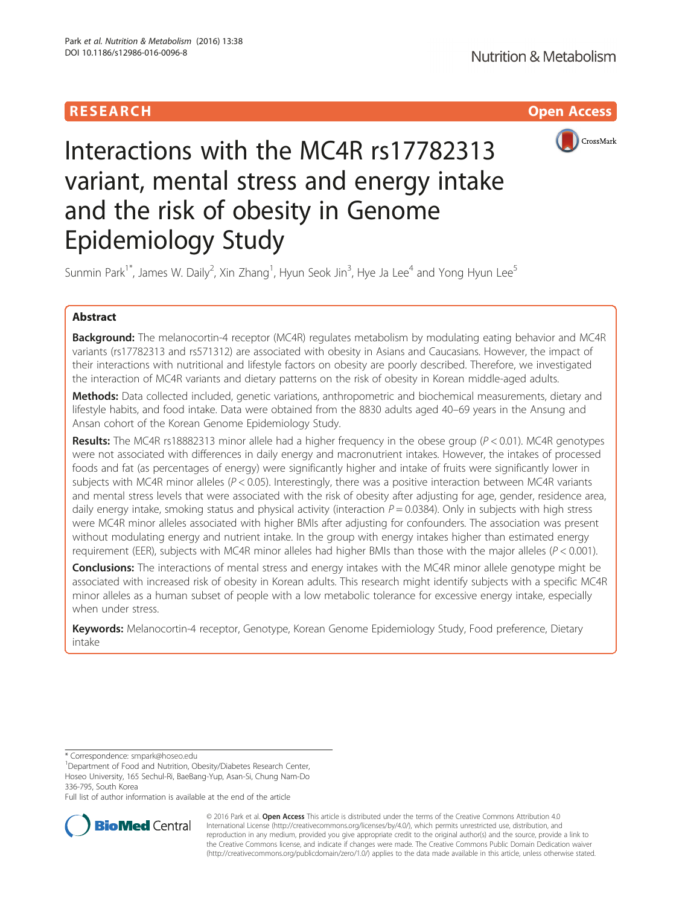RESEARCH Open Access

# Interactions with the MC4R rs17782313 variant, mental stress and energy intake and the risk of obesity in Genome Epidemiology Study

Sunmin Park[1*], James W. Daily[2], Xin Zhang[1], Hyun Seok Jin[3], Hye Ja Lee[4] and Yong Hyun Lee[5]

## Abstract

**Background:** The melanocortin-4 receptor (MC4R) regulates metabolism by modulating eating behavior and MC4R variants (rs17782313 and rs571312) are associated with obesity in Asians and Caucasians. However, the impact of their interactions with nutritional and lifestyle factors on obesity are poorly described. Therefore, we investigated the interaction of MC4R variants and dietary patterns on the risk of obesity in Korean middle-aged adults.

**Methods:** Data collected included, genetic variations, anthropometric and biochemical measurements, dietary and lifestyle habits, and food intake. Data were obtained from the 8830 adults aged 40–69 years in the Ansung and Ansan cohort of the Korean Genome Epidemiology Study.

**Results:** The MC4R rs18882313 minor allele had a higher frequency in the obese group ($P < 0.01$). MC4R genotypes were not associated with differences in daily energy and macronutrient intakes. However, the intakes of processed foods and fat (as percentages of energy) were significantly higher and intake of fruits were significantly lower in subjects with MC4R minor alleles ($P < 0.05$). Interestingly, there was a positive interaction between MC4R variants and mental stress levels that were associated with the risk of obesity after adjusting for age, gender, residence area, daily energy intake, smoking status and physical activity (interaction $P = 0.0384$). Only in subjects with high stress were MC4R minor alleles associated with higher BMIs after adjusting for confounders. The association was present without modulating energy and nutrient intake. In the group with energy intakes higher than estimated energy requirement (EER), subjects with MC4R minor alleles had higher BMIs than those with the major alleles ($P < 0.001$).

**Conclusions:** The interactions of mental stress and energy intakes with the MC4R minor allele genotype might be associated with increased risk of obesity in Korean adults. This research might identify subjects with a specific MC4R minor alleles as a human subset of people with a low metabolic tolerance for excessive energy intake, especially when under stress.

**Keywords:** Melanocortin-4 receptor, Genotype, Korean Genome Epidemiology Study, Food preference, Dietary intake

---

* Correspondence: smpark@hoseo.edu
[1]Department of Food and Nutrition, Obesity/Diabetes Research Center, Hoseo University, 165 Sechul-Ri, BaeBang-Yup, Asan-Si, Chung Nam-Do 336-795, South Korea
Full list of author information is available at the end of the article

© 2016 Park et al. **Open Access** This article is distributed under the terms of the Creative Commons Attribution 4.0 International License (http://creativecommons.org/licenses/by/4.0/), which permits unrestricted use, distribution, and reproduction in any medium, provided you give appropriate credit to the original author(s) and the source, provide a link to the Creative Commons license, and indicate if changes were made. The Creative Commons Public Domain Dedication waiver (http://creativecommons.org/publicdomain/zero/1.0/) applies to the data made available in this article, unless otherwise stated.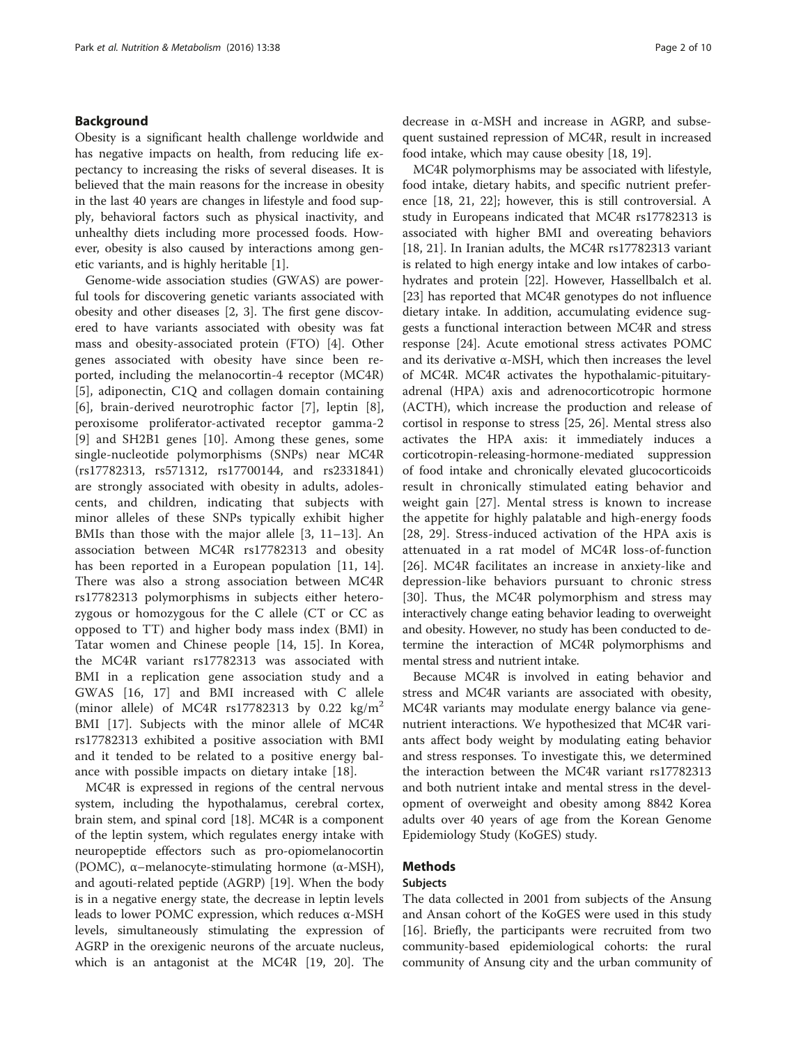## Background

Obesity is a significant health challenge worldwide and has negative impacts on health, from reducing life expectancy to increasing the risks of several diseases. It is believed that the main reasons for the increase in obesity in the last 40 years are changes in lifestyle and food supply, behavioral factors such as physical inactivity, and unhealthy diets including more processed foods. However, obesity is also caused by interactions among genetic variants, and is highly heritable [1].

Genome-wide association studies (GWAS) are powerful tools for discovering genetic variants associated with obesity and other diseases [2, 3]. The first gene discovered to have variants associated with obesity was fat mass and obesity-associated protein (FTO) [4]. Other genes associated with obesity have since been reported, including the melanocortin-4 receptor (MC4R) [5], adiponectin, C1Q and collagen domain containing [6], brain-derived neurotrophic factor [7], leptin [8], peroxisome proliferator-activated receptor gamma-2 [9] and SH2B1 genes [10]. Among these genes, some single-nucleotide polymorphisms (SNPs) near MC4R (rs17782313, rs571312, rs17700144, and rs2331841) are strongly associated with obesity in adults, adolescents, and children, indicating that subjects with minor alleles of these SNPs typically exhibit higher BMIs than those with the major allele [3, 11–13]. An association between MC4R rs17782313 and obesity has been reported in a European population [11, 14]. There was also a strong association between MC4R rs17782313 polymorphisms in subjects either heterozygous or homozygous for the C allele (CT or CC as opposed to TT) and higher body mass index (BMI) in Tatar women and Chinese people [14, 15]. In Korea, the MC4R variant rs17782313 was associated with BMI in a replication gene association study and a GWAS [16, 17] and BMI increased with C allele (minor allele) of MC4R rs17782313 by 0.22 $kg/m^2$ BMI [17]. Subjects with the minor allele of MC4R rs17782313 exhibited a positive association with BMI and it tended to be related to a positive energy balance with possible impacts on dietary intake [18].

MC4R is expressed in regions of the central nervous system, including the hypothalamus, cerebral cortex, brain stem, and spinal cord [18]. MC4R is a component of the leptin system, which regulates energy intake with neuropeptide effectors such as pro-opiomelanocortin (POMC), α–melanocyte-stimulating hormone (α-MSH), and agouti-related peptide (AGRP) [19]. When the body is in a negative energy state, the decrease in leptin levels leads to lower POMC expression, which reduces α-MSH levels, simultaneously stimulating the expression of AGRP in the orexigenic neurons of the arcuate nucleus, which is an antagonist at the MC4R [19, 20]. The decrease in α-MSH and increase in AGRP, and subsequent sustained repression of MC4R, result in increased food intake, which may cause obesity [18, 19].

MC4R polymorphisms may be associated with lifestyle, food intake, dietary habits, and specific nutrient preference [18, 21, 22]; however, this is still controversial. A study in Europeans indicated that MC4R rs17782313 is associated with higher BMI and overeating behaviors [18, 21]. In Iranian adults, the MC4R rs17782313 variant is related to high energy intake and low intakes of carbohydrates and protein [22]. However, Hassellbalch et al. [23] has reported that MC4R genotypes do not influence dietary intake. In addition, accumulating evidence suggests a functional interaction between MC4R and stress response [24]. Acute emotional stress activates POMC and its derivative α-MSH, which then increases the level of MC4R. MC4R activates the hypothalamic-pituitary-adrenal (HPA) axis and adrenocorticotropic hormone (ACTH), which increase the production and release of cortisol in response to stress [25, 26]. Mental stress also activates the HPA axis: it immediately induces a corticotropin-releasing-hormone-mediated suppression of food intake and chronically elevated glucocorticoids result in chronically stimulated eating behavior and weight gain [27]. Mental stress is known to increase the appetite for highly palatable and high-energy foods [28, 29]. Stress-induced activation of the HPA axis is attenuated in a rat model of MC4R loss-of-function [26]. MC4R facilitates an increase in anxiety-like and depression-like behaviors pursuant to chronic stress [30]. Thus, the MC4R polymorphism and stress may interactively change eating behavior leading to overweight and obesity. However, no study has been conducted to determine the interaction of MC4R polymorphisms and mental stress and nutrient intake.

Because MC4R is involved in eating behavior and stress and MC4R variants are associated with obesity, MC4R variants may modulate energy balance via gene-nutrient interactions. We hypothesized that MC4R variants affect body weight by modulating eating behavior and stress responses. To investigate this, we determined the interaction between the MC4R variant rs17782313 and both nutrient intake and mental stress in the development of overweight and obesity among 8842 Korea adults over 40 years of age from the Korean Genome Epidemiology Study (KoGES) study.

## Methods

### Subjects

The data collected in 2001 from subjects of the Ansung and Ansan cohort of the KoGES were used in this study [16]. Briefly, the participants were recruited from two community-based epidemiological cohorts: the rural community of Ansung city and the urban community of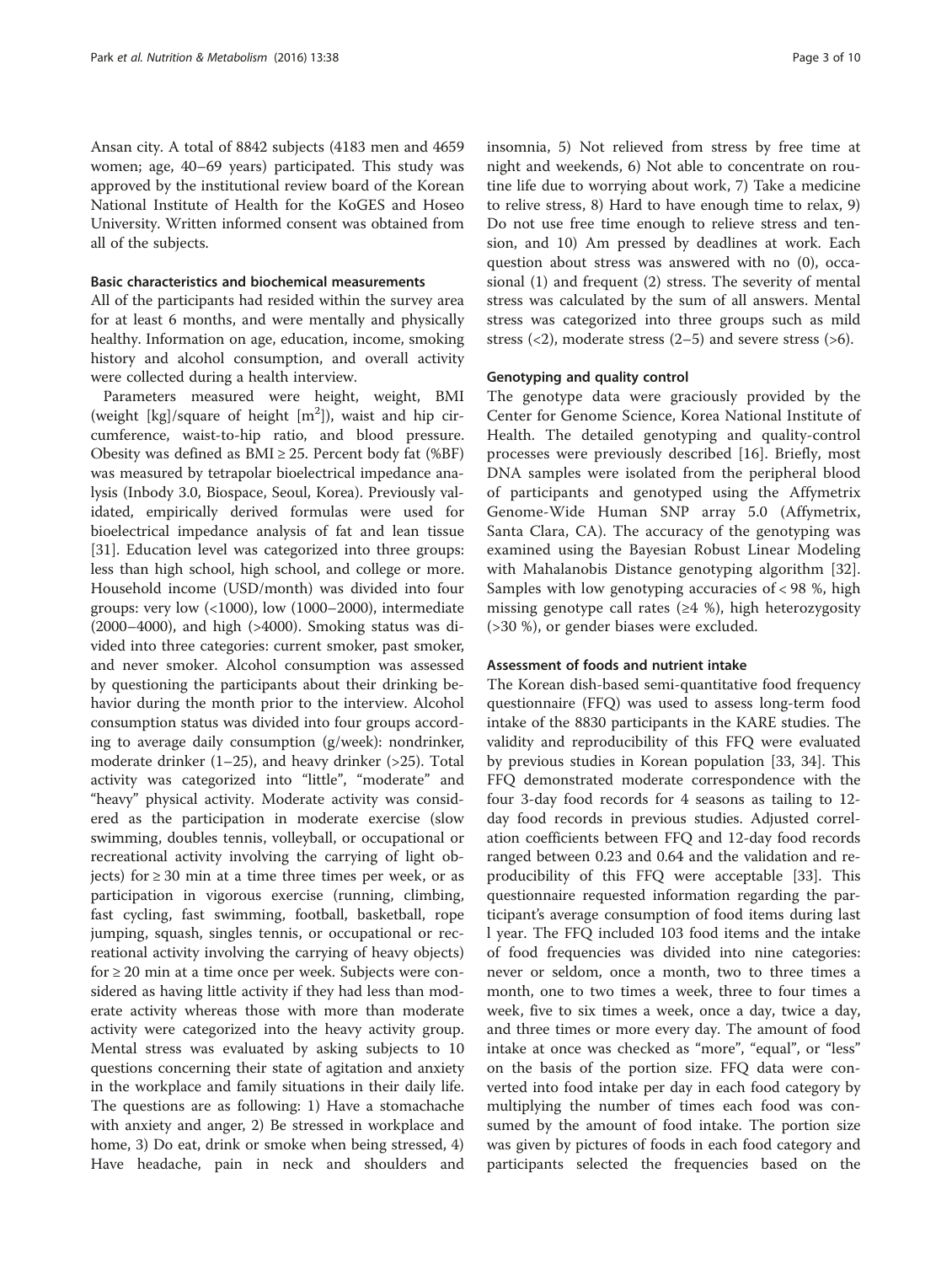Ansan city. A total of 8842 subjects (4183 men and 4659 women; age, 40–69 years) participated. This study was approved by the institutional review board of the Korean National Institute of Health for the KoGES and Hoseo University. Written informed consent was obtained from all of the subjects.

### Basic characteristics and biochemical measurements

All of the participants had resided within the survey area for at least 6 months, and were mentally and physically healthy. Information on age, education, income, smoking history and alcohol consumption, and overall activity were collected during a health interview.

Parameters measured were height, weight, BMI (weight [kg]/square of height [$m^2$]), waist and hip circumference, waist-to-hip ratio, and blood pressure. Obesity was defined as BMI ≥ 25. Percent body fat (%BF) was measured by tetrapolar bioelectrical impedance analysis (Inbody 3.0, Biospace, Seoul, Korea). Previously validated, empirically derived formulas were used for bioelectrical impedance analysis of fat and lean tissue [31]. Education level was categorized into three groups: less than high school, high school, and college or more. Household income (USD/month) was divided into four groups: very low (<1000), low (1000–2000), intermediate (2000–4000), and high (>4000). Smoking status was divided into three categories: current smoker, past smoker, and never smoker. Alcohol consumption was assessed by questioning the participants about their drinking behavior during the month prior to the interview. Alcohol consumption status was divided into four groups according to average daily consumption (g/week): nondrinker, moderate drinker (1–25), and heavy drinker (>25). Total activity was categorized into "little", "moderate" and "heavy" physical activity. Moderate activity was considered as the participation in moderate exercise (slow swimming, doubles tennis, volleyball, or occupational or recreational activity involving the carrying of light objects) for ≥ 30 min at a time three times per week, or as participation in vigorous exercise (running, climbing, fast cycling, fast swimming, football, basketball, rope jumping, squash, singles tennis, or occupational or recreational activity involving the carrying of heavy objects) for ≥ 20 min at a time once per week. Subjects were considered as having little activity if they had less than moderate activity whereas those with more than moderate activity were categorized into the heavy activity group. Mental stress was evaluated by asking subjects to 10 questions concerning their state of agitation and anxiety in the workplace and family situations in their daily life. The questions are as following: 1) Have a stomachache with anxiety and anger, 2) Be stressed in workplace and home, 3) Do eat, drink or smoke when being stressed, 4) Have headache, pain in neck and shoulders and insomnia, 5) Not relieved from stress by free time at night and weekends, 6) Not able to concentrate on routine life due to worrying about work, 7) Take a medicine to relive stress, 8) Hard to have enough time to relax, 9) Do not use free time enough to relieve stress and tension, and 10) Am pressed by deadlines at work. Each question about stress was answered with no (0), occasional (1) and frequent (2) stress. The severity of mental stress was calculated by the sum of all answers. Mental stress was categorized into three groups such as mild stress (<2), moderate stress (2–5) and severe stress (>6).

### Genotyping and quality control

The genotype data were graciously provided by the Center for Genome Science, Korea National Institute of Health. The detailed genotyping and quality-control processes were previously described [16]. Briefly, most DNA samples were isolated from the peripheral blood of participants and genotyped using the Affymetrix Genome-Wide Human SNP array 5.0 (Affymetrix, Santa Clara, CA). The accuracy of the genotyping was examined using the Bayesian Robust Linear Modeling with Mahalanobis Distance genotyping algorithm [32]. Samples with low genotyping accuracies of < 98 %, high missing genotype call rates (≥4 %), high heterozygosity (>30 %), or gender biases were excluded.

### Assessment of foods and nutrient intake

The Korean dish-based semi-quantitative food frequency questionnaire (FFQ) was used to assess long-term food intake of the 8830 participants in the KARE studies. The validity and reproducibility of this FFQ were evaluated by previous studies in Korean population [33, 34]. This FFQ demonstrated moderate correspondence with the four 3-day food records for 4 seasons as tailing to 12-day food records in previous studies. Adjusted correlation coefficients between FFQ and 12-day food records ranged between 0.23 and 0.64 and the validation and reproducibility of this FFQ were acceptable [33]. This questionnaire requested information regarding the participant's average consumption of food items during last l year. The FFQ included 103 food items and the intake of food frequencies was divided into nine categories: never or seldom, once a month, two to three times a month, one to two times a week, three to four times a week, five to six times a week, once a day, twice a day, and three times or more every day. The amount of food intake at once was checked as "more", "equal", or "less" on the basis of the portion size. FFQ data were converted into food intake per day in each food category by multiplying the number of times each food was consumed by the amount of food intake. The portion size was given by pictures of foods in each food category and participants selected the frequencies based on the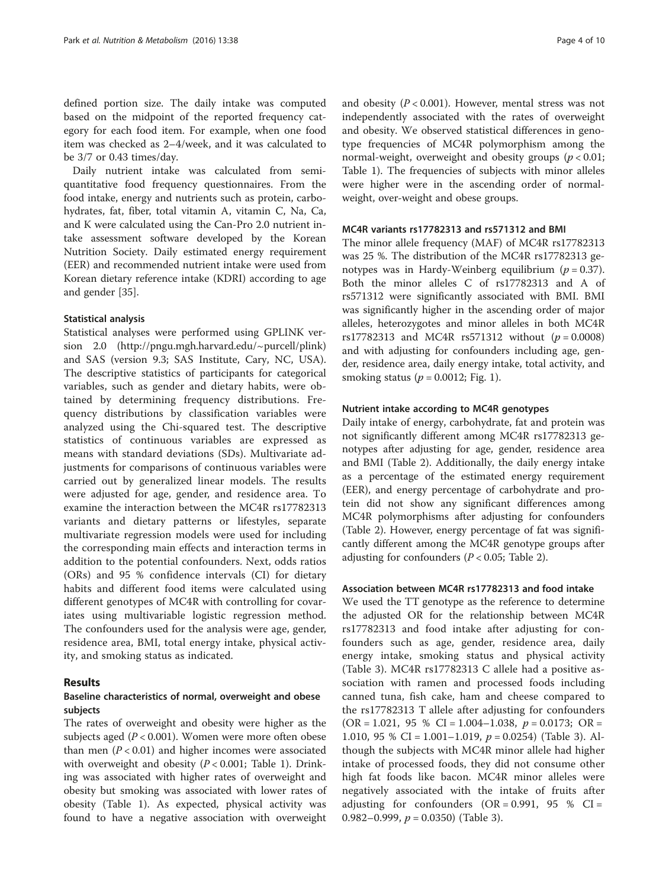defined portion size. The daily intake was computed based on the midpoint of the reported frequency category for each food item. For example, when one food item was checked as 2–4/week, and it was calculated to be 3/7 or 0.43 times/day.

Daily nutrient intake was calculated from semi-quantitative food frequency questionnaires. From the food intake, energy and nutrients such as protein, carbohydrates, fat, fiber, total vitamin A, vitamin C, Na, Ca, and K were calculated using the Can-Pro 2.0 nutrient intake assessment software developed by the Korean Nutrition Society. Daily estimated energy requirement (EER) and recommended nutrient intake were used from Korean dietary reference intake (KDRI) according to age and gender [35].

### Statistical analysis

Statistical analyses were performed using GPLINK version 2.0 (http://pngu.mgh.harvard.edu/~purcell/plink) and SAS (version 9.3; SAS Institute, Cary, NC, USA). The descriptive statistics of participants for categorical variables, such as gender and dietary habits, were obtained by determining frequency distributions. Frequency distributions by classification variables were analyzed using the Chi-squared test. The descriptive statistics of continuous variables are expressed as means with standard deviations (SDs). Multivariate adjustments for comparisons of continuous variables were carried out by generalized linear models. The results were adjusted for age, gender, and residence area. To examine the interaction between the MC4R rs17782313 variants and dietary patterns or lifestyles, separate multivariate regression models were used for including the corresponding main effects and interaction terms in addition to the potential confounders. Next, odds ratios (ORs) and 95 % confidence intervals (CI) for dietary habits and different food items were calculated using different genotypes of MC4R with controlling for covariates using multivariable logistic regression method. The confounders used for the analysis were age, gender, residence area, BMI, total energy intake, physical activity, and smoking status as indicated.

## Results

### Baseline characteristics of normal, overweight and obese subjects

The rates of overweight and obesity were higher as the subjects aged ($P < 0.001$). Women were more often obese than men ($P < 0.01$) and higher incomes were associated with overweight and obesity ($P < 0.001$; Table 1). Drinking was associated with higher rates of overweight and obesity but smoking was associated with lower rates of obesity (Table 1). As expected, physical activity was found to have a negative association with overweight and obesity ($P < 0.001$). However, mental stress was not independently associated with the rates of overweight and obesity. We observed statistical differences in genotype frequencies of MC4R polymorphism among the normal-weight, overweight and obesity groups ($p < 0.01$; Table 1). The frequencies of subjects with minor alleles were higher were in the ascending order of normal-weight, over-weight and obese groups.

### MC4R variants rs17782313 and rs571312 and BMI

The minor allele frequency (MAF) of MC4R rs17782313 was 25 %. The distribution of the MC4R rs17782313 genotypes was in Hardy-Weinberg equilibrium ($p = 0.37$). Both the minor alleles C of rs17782313 and A of rs571312 were significantly associated with BMI. BMI was significantly higher in the ascending order of major alleles, heterozygotes and minor alleles in both MC4R rs17782313 and MC4R rs571312 without ($p = 0.0008$) and with adjusting for confounders including age, gender, residence area, daily energy intake, total activity, and smoking status ($p = 0.0012$; Fig. 1).

### Nutrient intake according to MC4R genotypes

Daily intake of energy, carbohydrate, fat and protein was not significantly different among MC4R rs17782313 genotypes after adjusting for age, gender, residence area and BMI (Table 2). Additionally, the daily energy intake as a percentage of the estimated energy requirement (EER), and energy percentage of carbohydrate and protein did not show any significant differences among MC4R polymorphisms after adjusting for confounders (Table 2). However, energy percentage of fat was significantly different among the MC4R genotype groups after adjusting for confounders ($P < 0.05$; Table 2).

### Association between MC4R rs17782313 and food intake

We used the TT genotype as the reference to determine the adjusted OR for the relationship between MC4R rs17782313 and food intake after adjusting for confounders such as age, gender, residence area, daily energy intake, smoking status and physical activity (Table 3). MC4R rs17782313 C allele had a positive association with ramen and processed foods including canned tuna, fish cake, ham and cheese compared to the rs17782313 T allele after adjusting for confounders (OR = 1.021, 95 % CI = 1.004–1.038, $p = 0.0173$; OR = 1.010, 95 % CI = 1.001–1.019, $p = 0.0254$) (Table 3). Although the subjects with MC4R minor allele had higher intake of processed foods, they did not consume other high fat foods like bacon. MC4R minor alleles were negatively associated with the intake of fruits after adjusting for confounders (OR = 0.991, 95 % CI = 0.982–0.999, $p = 0.0350$) (Table 3).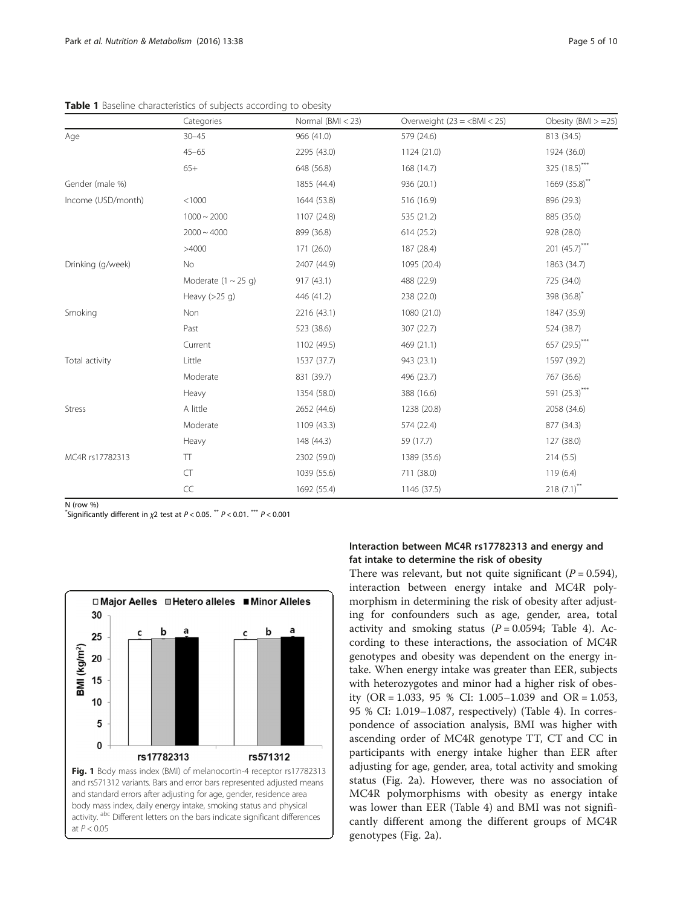**Table 1** Baseline characteristics of subjects according to obesity

| | Categories | Normal (BMI < 23) | Overweight (23 = <BMI < 25) | Obesity (BMI > =25) |
|---|---|---|---|---|
| Age | 30–45 | 966 (41.0) | 579 (24.6) | 813 (34.5) |
| | 45–65 | 2295 (43.0) | 1124 (21.0) | 1924 (36.0) |
| | 65+ | 648 (56.8) | 168 (14.7) | 325 (18.5)*** |
| Gender (male %) | | 1855 (44.4) | 936 (20.1) | 1669 (35.8)** |
| Income (USD/month) | <1000 | 1644 (53.8) | 516 (16.9) | 896 (29.3) |
| | 1000 ~ 2000 | 1107 (24.8) | 535 (21.2) | 885 (35.0) |
| | 2000 ~ 4000 | 899 (36.8) | 614 (25.2) | 928 (28.0) |
| | >4000 | 171 (26.0) | 187 (28.4) | 201 (45.7)*** |
| Drinking (g/week) | No | 2407 (44.9) | 1095 (20.4) | 1863 (34.7) |
| | Moderate (1 ~ 25 g) | 917 (43.1) | 488 (22.9) | 725 (34.0) |
| | Heavy (>25 g) | 446 (41.2) | 238 (22.0) | 398 (36.8)* |
| Smoking | Non | 2216 (43.1) | 1080 (21.0) | 1847 (35.9) |
| | Past | 523 (38.6) | 307 (22.7) | 524 (38.7) |
| | Current | 1102 (49.5) | 469 (21.1) | 657 (29.5)*** |
| Total activity | Little | 1537 (37.7) | 943 (23.1) | 1597 (39.2) |
| | Moderate | 831 (39.7) | 496 (23.7) | 767 (36.6) |
| | Heavy | 1354 (58.0) | 388 (16.6) | 591 (25.3)*** |
| Stress | A little | 2652 (44.6) | 1238 (20.8) | 2058 (34.6) |
| | Moderate | 1109 (43.3) | 574 (22.4) | 877 (34.3) |
| | Heavy | 148 (44.3) | 59 (17.7) | 127 (38.0) |
| MC4R rs17782313 | TT | 2302 (59.0) | 1389 (35.6) | 214 (5.5) |
| | CT | 1039 (55.6) | 711 (38.0) | 119 (6.4) |
| | CC | 1692 (55.4) | 1146 (37.5) | 218 (7.1)** |

N (row %)
*Significantly different in $\chi2$ test at $P < 0.05$. ** $P < 0.01$. *** $P < 0.001$

Fig. 1 Body mass index (BMI) of melanocortin-4 receptor rs17782313 and rs571312 variants. Bars and error bars represented adjusted means and standard errors after adjusting for age, gender, residence area body mass index, daily energy intake, smoking status and physical activity. [abc] Different letters on the bars indicate significant differences at $P < 0.05$

### Interaction between MC4R rs17782313 and energy and fat intake to determine the risk of obesity

There was relevant, but not quite significant ($P = 0.594$), interaction between energy intake and MC4R polymorphism in determining the risk of obesity after adjusting for confounders such as age, gender, area, total activity and smoking status ($P = 0.0594$; Table 4). According to these interactions, the association of MC4R genotypes and obesity was dependent on the energy intake. When energy intake was greater than EER, subjects with heterozygotes and minor had a higher risk of obesity (OR = 1.033, 95 % CI: 1.005–1.039 and OR = 1.053, 95 % CI: 1.019–1.087, respectively) (Table 4). In correspondence of association analysis, BMI was higher with ascending order of MC4R genotype TT, CT and CC in participants with energy intake higher than EER after adjusting for age, gender, area, total activity and smoking status (Fig. 2a). However, there was no association of MC4R polymorphisms with obesity as energy intake was lower than EER (Table 4) and BMI was not significantly different among the different groups of MC4R genotypes (Fig. 2a).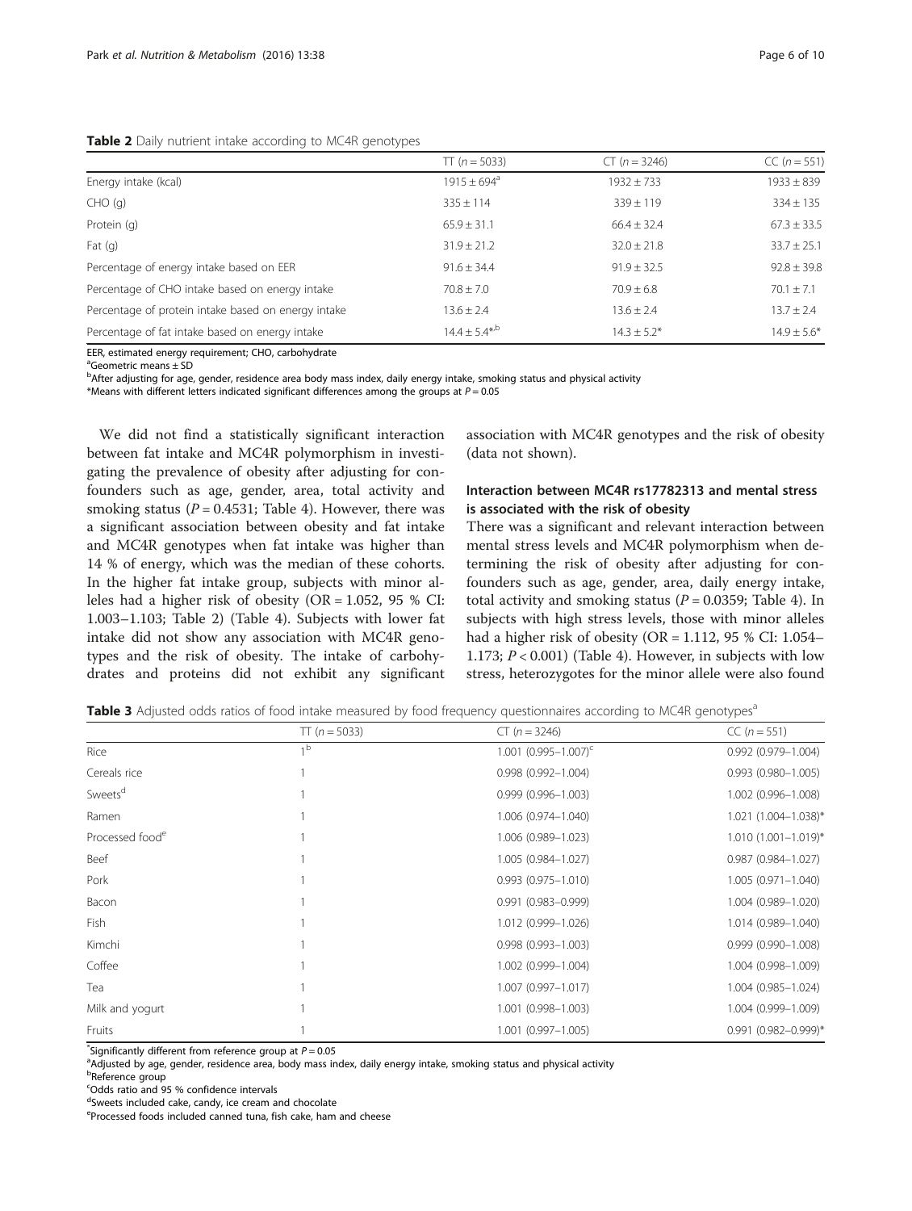**Table 2** Daily nutrient intake according to MC4R genotypes

| | TT ($n = 5033$) | CT ($n = 3246$) | CC ($n = 551$) |
|---|---|---|---|
| Energy intake (kcal) | 1915 ± 694[a] | 1932 ± 733 | 1933 ± 839 |
| CHO (g) | 335 ± 114 | 339 ± 119 | 334 ± 135 |
| Protein (g) | 65.9 ± 31.1 | 66.4 ± 32.4 | 67.3 ± 33.5 |
| Fat (g) | 31.9 ± 21.2 | 32.0 ± 21.8 | 33.7 ± 25.1 |
| Percentage of energy intake based on EER | 91.6 ± 34.4 | 91.9 ± 32.5 | 92.8 ± 39.8 |
| Percentage of CHO intake based on energy intake | 70.8 ± 7.0 | 70.9 ± 6.8 | 70.1 ± 7.1 |
| Percentage of protein intake based on energy intake | 13.6 ± 2.4 | 13.6 ± 2.4 | 13.7 ± 2.4 |
| Percentage of fat intake based on energy intake | 14.4 ± 5.4*[,b] | 14.3 ± 5.2* | 14.9 ± 5.6* |

EER, estimated energy requirement; CHO, carbohydrate

[a]Geometric means ± SD

[b]After adjusting for age, gender, residence area body mass index, daily energy intake, smoking status and physical activity

*Means with different letters indicated significant differences among the groups at $P = 0.05$

We did not find a statistically significant interaction between fat intake and MC4R polymorphism in investigating the prevalence of obesity after adjusting for confounders such as age, gender, area, total activity and smoking status ($P = 0.4531$; Table 4). However, there was a significant association between obesity and fat intake and MC4R genotypes when fat intake was higher than 14 % of energy, which was the median of these cohorts. In the higher fat intake group, subjects with minor alleles had a higher risk of obesity (OR = 1.052, 95 % CI: 1.003–1.103; Table 2) (Table 4). Subjects with lower fat intake did not show any association with MC4R genotypes and the risk of obesity. The intake of carbohydrates and proteins did not exhibit any significant association with MC4R genotypes and the risk of obesity (data not shown).

### Interaction between MC4R rs17782313 and mental stress is associated with the risk of obesity

There was a significant and relevant interaction between mental stress levels and MC4R polymorphism when determining the risk of obesity after adjusting for confounders such as age, gender, area, daily energy intake, total activity and smoking status ($P = 0.0359$; Table 4). In subjects with high stress levels, those with minor alleles had a higher risk of obesity (OR = 1.112, 95 % CI: 1.054–1.173; $P < 0.001$) (Table 4). However, in subjects with low stress, heterozygotes for the minor allele were also found

**Table 3** Adjusted odds ratios of food intake measured by food frequency questionnaires according to MC4R genotypes[a]

| | TT ($n = 5033$) | CT ($n = 3246$) | CC ($n = 551$) |
|---|---|---|---|
| Rice | 1[b] | 1.001 (0.995–1.007)[c] | 0.992 (0.979–1.004) |
| Cereals rice | 1 | 0.998 (0.992–1.004) | 0.993 (0.980–1.005) |
| Sweets[d] | 1 | 0.999 (0.996–1.003) | 1.002 (0.996–1.008) |
| Ramen | 1 | 1.006 (0.974–1.040) | 1.021 (1.004–1.038)* |
| Processed food[e] | 1 | 1.006 (0.989–1.023) | 1.010 (1.001–1.019)* |
| Beef | 1 | 1.005 (0.984–1.027) | 0.987 (0.984–1.027) |
| Pork | 1 | 0.993 (0.975–1.010) | 1.005 (0.971–1.040) |
| Bacon | 1 | 0.991 (0.983–0.999) | 1.004 (0.989–1.020) |
| Fish | 1 | 1.012 (0.999–1.026) | 1.014 (0.989–1.040) |
| Kimchi | 1 | 0.998 (0.993–1.003) | 0.999 (0.990–1.008) |
| Coffee | 1 | 1.002 (0.999–1.004) | 1.004 (0.998–1.009) |
| Tea | 1 | 1.007 (0.997–1.017) | 1.004 (0.985–1.024) |
| Milk and yogurt | 1 | 1.001 (0.998–1.003) | 1.004 (0.999–1.009) |
| Fruits | 1 | 1.001 (0.997–1.005) | 0.991 (0.982–0.999)* |

*Significantly different from reference group at $P = 0.05$

[a]Adjusted by age, gender, residence area, body mass index, daily energy intake, smoking status and physical activity

[b]Reference group

[c]Odds ratio and 95 % confidence intervals

[d]Sweets included cake, candy, ice cream and chocolate

[e]Processed foods included canned tuna, fish cake, ham and cheese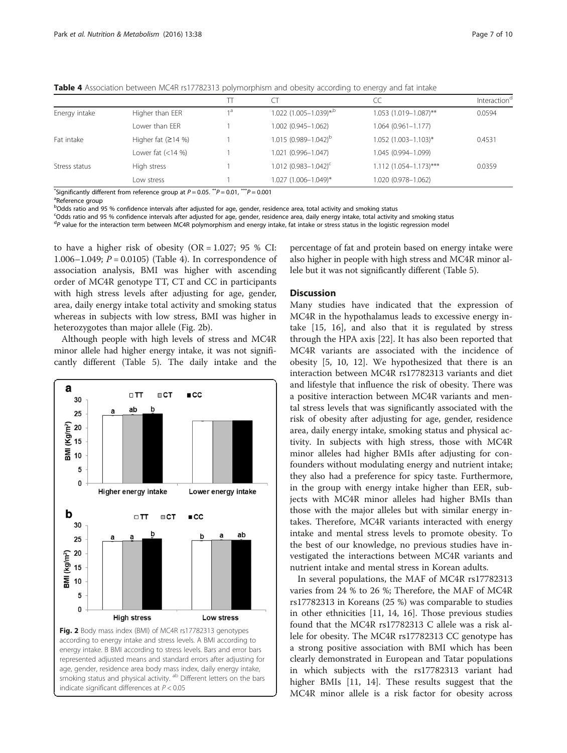**Table 4** Association between MC4R rs17782313 polymorphism and obesity according to energy and fat intake

| | | TT | CT | CC | Interaction[d] |
|---|---|---|---|---|---|
| Energy intake | Higher than EER | 1[a] | 1.022 (1.005–1.039)*,[b] | 1.053 (1.019–1.087)** | 0.0594 |
| | Lower than EER | | 1.002 (0.945–1.062) | 1.064 (0.961–1.177) | |
| Fat intake | Higher fat (≥14 %) | 1 | 1.015 (0.989–1.042)[b] | 1.052 (1.003–1.103)* | 0.4531 |
| | Lower fat (<14 %) | 1 | 1.021 (0.996–1.047) | 1.045 (0.994–1.099) | |
| Stress status | High stress | 1 | 1.012 (0.983–1.042)[c] | 1.112 (1.054–1.173)*** | 0.0359 |
| | Low stress | 1 | 1.027 (1.006–1.049)* | 1.020 (0.978–1.062) | |

*Significantly different from reference group at $P = 0.05$. **$P = 0.01$, ***$P = 0.001$

[a]Reference group

[b]Odds ratio and 95 % confidence intervals after adjusted for age, gender, residence area, total activity and smoking status

[c]Odds ratio and 95 % confidence intervals after adjusted for age, gender, residence area, daily energy intake, total activity and smoking status

[d]*P* value for the interaction term between MC4R polymorphism and energy intake, fat intake or stress status in the logistic regression model

to have a higher risk of obesity (OR = 1.027; 95 % CI: 1.006–1.049; $P = 0.0105$) (Table 4). In correspondence of association analysis, BMI was higher with ascending order of MC4R genotype TT, CT and CC in participants with high stress levels after adjusting for age, gender, area, daily energy intake total activity and smoking status whereas in subjects with low stress, BMI was higher in heterozygotes than major allele (Fig. 2b).

Although people with high levels of stress and MC4R minor allele had higher energy intake, it was not significantly different (Table 5). The daily intake and the percentage of fat and protein based on energy intake were also higher in people with high stress and MC4R minor allele but it was not significantly different (Table 5).

**Fig. 2** Body mass index (BMI) of MC4R rs17782313 genotypes according to energy intake and stress levels. A BMI according to energy intake. B BMI according to stress levels. Bars and error bars represented adjusted means and standard errors after adjusting for age, gender, residence area body mass index, daily energy intake, smoking status and physical activity. [ab] Different letters on the bars indicate significant differences at $P < 0.05$

## Discussion

Many studies have indicated that the expression of MC4R in the hypothalamus leads to excessive energy intake [15, 16], and also that it is regulated by stress through the HPA axis [22]. It has also been reported that MC4R variants are associated with the incidence of obesity [5, 10, 12]. We hypothesized that there is an interaction between MC4R rs17782313 variants and diet and lifestyle that influence the risk of obesity. There was a positive interaction between MC4R variants and mental stress levels that was significantly associated with the risk of obesity after adjusting for age, gender, residence area, daily energy intake, smoking status and physical activity. In subjects with high stress, those with MC4R minor alleles had higher BMIs after adjusting for confounders without modulating energy and nutrient intake; they also had a preference for spicy taste. Furthermore, in the group with energy intake higher than EER, subjects with MC4R minor alleles had higher BMIs than those with the major alleles but with similar energy intakes. Therefore, MC4R variants interacted with energy intake and mental stress levels to promote obesity. To the best of our knowledge, no previous studies have investigated the interactions between MC4R variants and nutrient intake and mental stress in Korean adults.

In several populations, the MAF of MC4R rs17782313 varies from 24 % to 26 %; Therefore, the MAF of MC4R rs17782313 in Koreans (25 %) was comparable to studies in other ethnicities [11, 14, 16]. Those previous studies found that the MC4R rs17782313 C allele was a risk allele for obesity. The MC4R rs17782313 CC genotype has a strong positive association with BMI which has been clearly demonstrated in European and Tatar populations in which subjects with the rs17782313 variant had higher BMIs [11, 14]. These results suggest that the MC4R minor allele is a risk factor for obesity across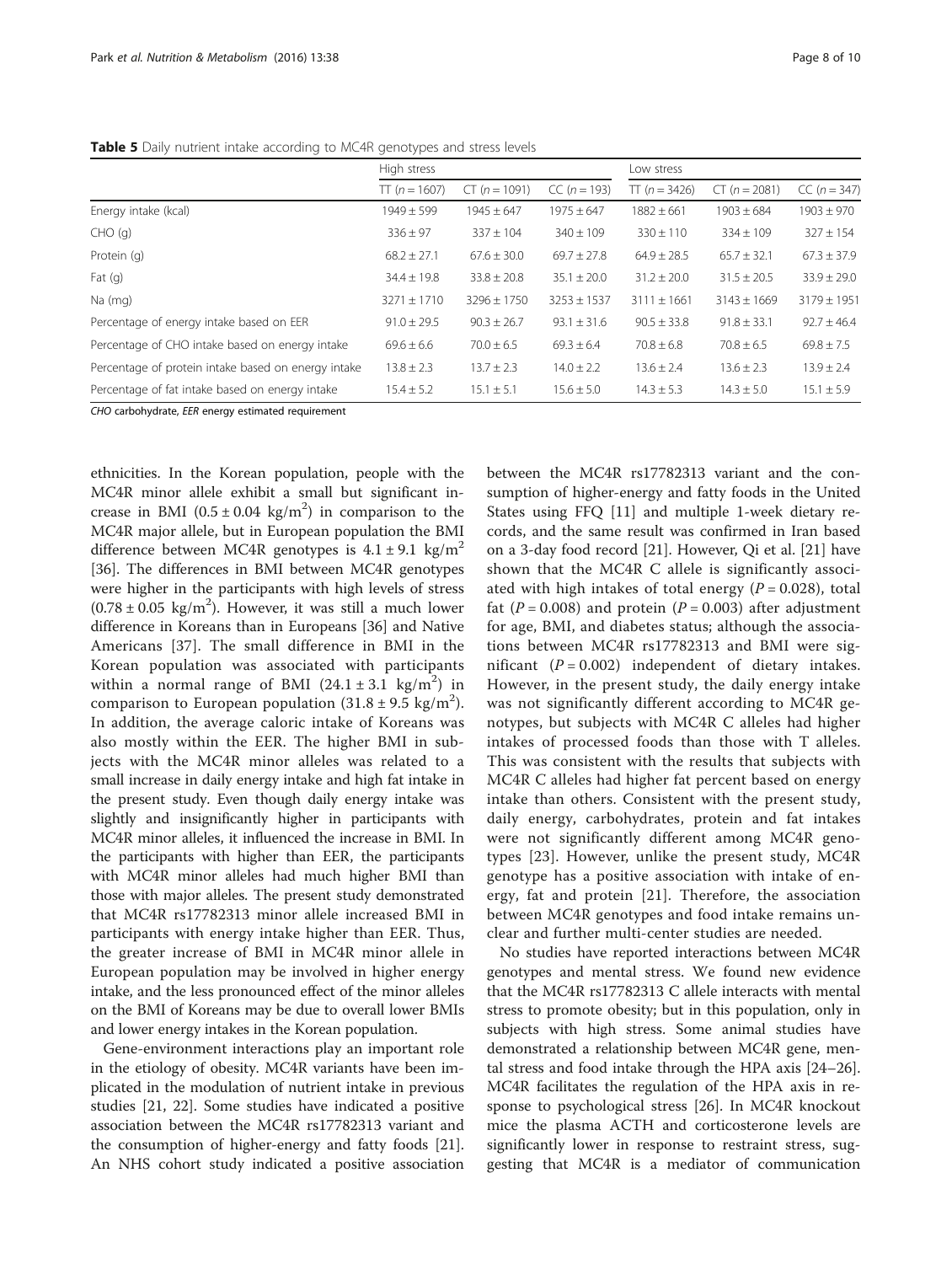**Table 5** Daily nutrient intake according to MC4R genotypes and stress levels

| | High stress | | | Low stress | | |
|---|---|---|---|---|---|---|
| | TT (*n* = 1607) | CT (*n* = 1091) | CC (*n* = 193) | TT (*n* = 3426) | CT (*n* = 2081) | CC (*n* = 347) |
| Energy intake (kcal) | 1949 ± 599 | 1945 ± 647 | 1975 ± 647 | 1882 ± 661 | 1903 ± 684 | 1903 ± 970 |
| CHO (g) | 336 ± 97 | 337 ± 104 | 340 ± 109 | 330 ± 110 | 334 ± 109 | 327 ± 154 |
| Protein (g) | 68.2 ± 27.1 | 67.6 ± 30.0 | 69.7 ± 27.8 | 64.9 ± 28.5 | 65.7 ± 32.1 | 67.3 ± 37.9 |
| Fat (g) | 34.4 ± 19.8 | 33.8 ± 20.8 | 35.1 ± 20.0 | 31.2 ± 20.0 | 31.5 ± 20.5 | 33.9 ± 29.0 |
| Na (mg) | 3271 ± 1710 | 3296 ± 1750 | 3253 ± 1537 | 3111 ± 1661 | 3143 ± 1669 | 3179 ± 1951 |
| Percentage of energy intake based on EER | 91.0 ± 29.5 | 90.3 ± 26.7 | 93.1 ± 31.6 | 90.5 ± 33.8 | 91.8 ± 33.1 | 92.7 ± 46.4 |
| Percentage of CHO intake based on energy intake | 69.6 ± 6.6 | 70.0 ± 6.5 | 69.3 ± 6.4 | 70.8 ± 6.8 | 70.8 ± 6.5 | 69.8 ± 7.5 |
| Percentage of protein intake based on energy intake | 13.8 ± 2.3 | 13.7 ± 2.3 | 14.0 ± 2.2 | 13.6 ± 2.4 | 13.6 ± 2.3 | 13.9 ± 2.4 |
| Percentage of fat intake based on energy intake | 15.4 ± 5.2 | 15.1 ± 5.1 | 15.6 ± 5.0 | 14.3 ± 5.3 | 14.3 ± 5.0 | 15.1 ± 5.9 |

*CHO* carbohydrate, *EER* energy estimated requirement

ethnicities. In the Korean population, people with the MC4R minor allele exhibit a small but significant increase in BMI ($0.5 \pm 0.04$ kg/m$^2$) in comparison to the MC4R major allele, but in European population the BMI difference between MC4R genotypes is $4.1 \pm 9.1$ kg/m$^2$ [36]. The differences in BMI between MC4R genotypes were higher in the participants with high levels of stress ($0.78 \pm 0.05$ kg/m$^2$). However, it was still a much lower difference in Koreans than in Europeans [36] and Native Americans [37]. The small difference in BMI in the Korean population was associated with participants within a normal range of BMI ($24.1 \pm 3.1$ kg/m$^2$) in comparison to European population ($31.8 \pm 9.5$ kg/m$^2$). In addition, the average caloric intake of Koreans was also mostly within the EER. The higher BMI in subjects with the MC4R minor alleles was related to a small increase in daily energy intake and high fat intake in the present study. Even though daily energy intake was slightly and insignificantly higher in participants with MC4R minor alleles, it influenced the increase in BMI. In the participants with higher than EER, the participants with MC4R minor alleles had much higher BMI than those with major alleles. The present study demonstrated that MC4R rs17782313 minor allele increased BMI in participants with energy intake higher than EER. Thus, the greater increase of BMI in MC4R minor allele in European population may be involved in higher energy intake, and the less pronounced effect of the minor alleles on the BMI of Koreans may be due to overall lower BMIs and lower energy intakes in the Korean population.

Gene-environment interactions play an important role in the etiology of obesity. MC4R variants have been implicated in the modulation of nutrient intake in previous studies [21, 22]. Some studies have indicated a positive association between the MC4R rs17782313 variant and the consumption of higher-energy and fatty foods [21]. An NHS cohort study indicated a positive association between the MC4R rs17782313 variant and the consumption of higher-energy and fatty foods in the United States using FFQ [11] and multiple 1-week dietary records, and the same result was confirmed in Iran based on a 3-day food record [21]. However, Qi et al. [21] have shown that the MC4R C allele is significantly associated with high intakes of total energy ($P = 0.028$), total fat ($P = 0.008$) and protein ($P = 0.003$) after adjustment for age, BMI, and diabetes status; although the associations between MC4R rs17782313 and BMI were significant ($P = 0.002$) independent of dietary intakes. However, in the present study, the daily energy intake was not significantly different according to MC4R genotypes, but subjects with MC4R C alleles had higher intakes of processed foods than those with T alleles. This was consistent with the results that subjects with MC4R C alleles had higher fat percent based on energy intake than others. Consistent with the present study, daily energy, carbohydrates, protein and fat intakes were not significantly different among MC4R genotypes [23]. However, unlike the present study, MC4R genotype has a positive association with intake of energy, fat and protein [21]. Therefore, the association between MC4R genotypes and food intake remains unclear and further multi-center studies are needed.

No studies have reported interactions between MC4R genotypes and mental stress. We found new evidence that the MC4R rs17782313 C allele interacts with mental stress to promote obesity; but in this population, only in subjects with high stress. Some animal studies have demonstrated a relationship between MC4R gene, mental stress and food intake through the HPA axis [24–26]. MC4R facilitates the regulation of the HPA axis in response to psychological stress [26]. In MC4R knockout mice the plasma ACTH and corticosterone levels are significantly lower in response to restraint stress, suggesting that MC4R is a mediator of communication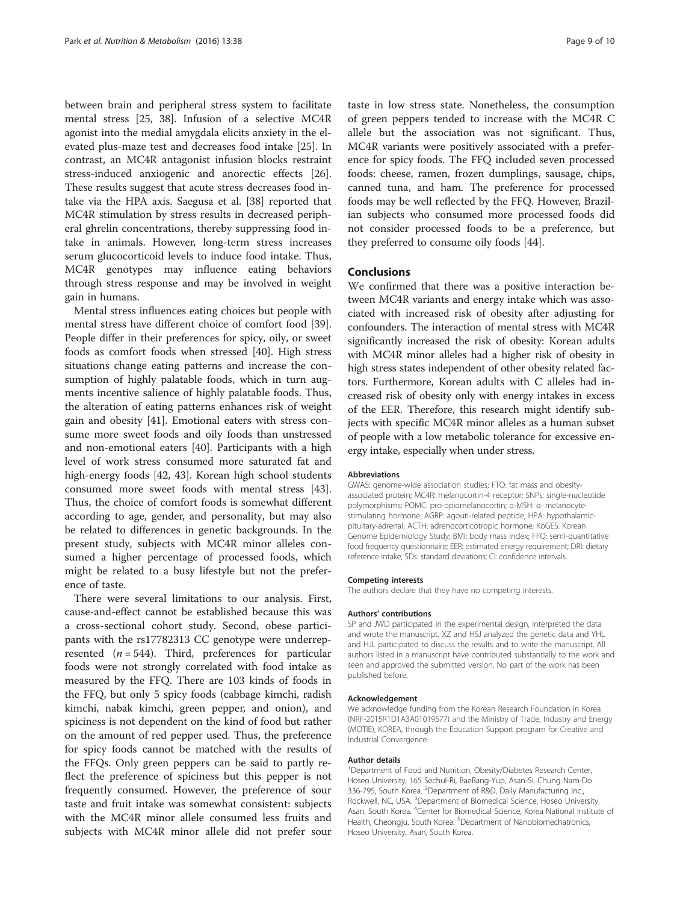between brain and peripheral stress system to facilitate mental stress [25, 38]. Infusion of a selective MC4R agonist into the medial amygdala elicits anxiety in the elevated plus-maze test and decreases food intake [25]. In contrast, an MC4R antagonist infusion blocks restraint stress-induced anxiogenic and anorectic effects [26]. These results suggest that acute stress decreases food intake via the HPA axis. Saegusa et al. [38] reported that MC4R stimulation by stress results in decreased peripheral ghrelin concentrations, thereby suppressing food intake in animals. However, long-term stress increases serum glucocorticoid levels to induce food intake. Thus, MC4R genotypes may influence eating behaviors through stress response and may be involved in weight gain in humans.

Mental stress influences eating choices but people with mental stress have different choice of comfort food [39]. People differ in their preferences for spicy, oily, or sweet foods as comfort foods when stressed [40]. High stress situations change eating patterns and increase the consumption of highly palatable foods, which in turn augments incentive salience of highly palatable foods. Thus, the alteration of eating patterns enhances risk of weight gain and obesity [41]. Emotional eaters with stress consume more sweet foods and oily foods than unstressed and non-emotional eaters [40]. Participants with a high level of work stress consumed more saturated fat and high-energy foods [42, 43]. Korean high school students consumed more sweet foods with mental stress [43]. Thus, the choice of comfort foods is somewhat different according to age, gender, and personality, but may also be related to differences in genetic backgrounds. In the present study, subjects with MC4R minor alleles consumed a higher percentage of processed foods, which might be related to a busy lifestyle but not the preference of taste.

There were several limitations to our analysis. First, cause-and-effect cannot be established because this was a cross-sectional cohort study. Second, obese participants with the rs17782313 CC genotype were underrepresented ($n = 544$). Third, preferences for particular foods were not strongly correlated with food intake as measured by the FFQ. There are 103 kinds of foods in the FFQ, but only 5 spicy foods (cabbage kimchi, radish kimchi, nabak kimchi, green pepper, and onion), and spiciness is not dependent on the kind of food but rather on the amount of red pepper used. Thus, the preference for spicy foods cannot be matched with the results of the FFQs. Only green peppers can be said to partly reflect the preference of spiciness but this pepper is not frequently consumed. However, the preference of sour taste and fruit intake was somewhat consistent: subjects with the MC4R minor allele consumed less fruits and subjects with MC4R minor allele did not prefer sour taste in low stress state. Nonetheless, the consumption of green peppers tended to increase with the MC4R C allele but the association was not significant. Thus, MC4R variants were positively associated with a preference for spicy foods. The FFQ included seven processed foods: cheese, ramen, frozen dumplings, sausage, chips, canned tuna, and ham. The preference for processed foods may be well reflected by the FFQ. However, Brazilian subjects who consumed more processed foods did not consider processed foods to be a preference, but they preferred to consume oily foods [44].

## Conclusions

We confirmed that there was a positive interaction between MC4R variants and energy intake which was associated with increased risk of obesity after adjusting for confounders. The interaction of mental stress with MC4R significantly increased the risk of obesity: Korean adults with MC4R minor alleles had a higher risk of obesity in high stress states independent of other obesity related factors. Furthermore, Korean adults with C alleles had increased risk of obesity only with energy intakes in excess of the EER. Therefore, this research might identify subjects with specific MC4R minor alleles as a human subset of people with a low metabolic tolerance for excessive energy intake, especially when under stress.

#### Abbreviations

GWAS: genome-wide association studies; FTO: fat mass and obesity-associated protein; MC4R: melanocortin-4 receptor; SNPs: single-nucleotide polymorphisms; POMC: pro-opiomelanocortin; α-MSH: α–melanocyte-stimulating hormone; AGRP: agouti-related peptide; HPA: hypothalamic-pituitary-adrenal; ACTH: adrenocorticotropic hormone; KoGES: Korean Genome Epidemiology Study; BMI: body mass index; FFQ: semi-quantitative food frequency questionnaire; EER: estimated energy requirement; DRI: dietary reference intake; SDs: standard deviations; CI: confidence intervals.

#### Competing interests

The authors declare that they have no competing interests.

#### Authors' contributions

SP and JWD participated in the experimental design, interpreted the data and wrote the manuscript. XZ and HSJ analyzed the genetic data and YHL and HJL participated to discuss the results and to write the manuscript. All authors listed in a manuscript have contributed substantially to the work and seen and approved the submitted version. No part of the work has been published before.

#### Acknowledgement

We acknowledge funding from the Korean Research Foundation in Korea (NRF-2015R1D1A3A01019577) and the Ministry of Trade, Industry and Energy (MOTIE), KOREA, through the Education Support program for Creative and Industrial Convergence.

#### Author details

[1]Department of Food and Nutrition, Obesity/Diabetes Research Center, Hoseo University, 165 Sechul-Ri, BaeBang-Yup, Asan-Si, Chung Nam-Do 336-795, South Korea. [2]Department of R&D, Daily Manufacturing Inc., Rockwell, NC, USA. [3]Department of Biomedical Science, Hoseo University, Asan, South Korea. [4]Center for Biomedical Science, Korea National Institute of Health, Cheongju, South Korea. [5]Department of Nanobiomechatronics, Hoseo University, Asan, South Korea.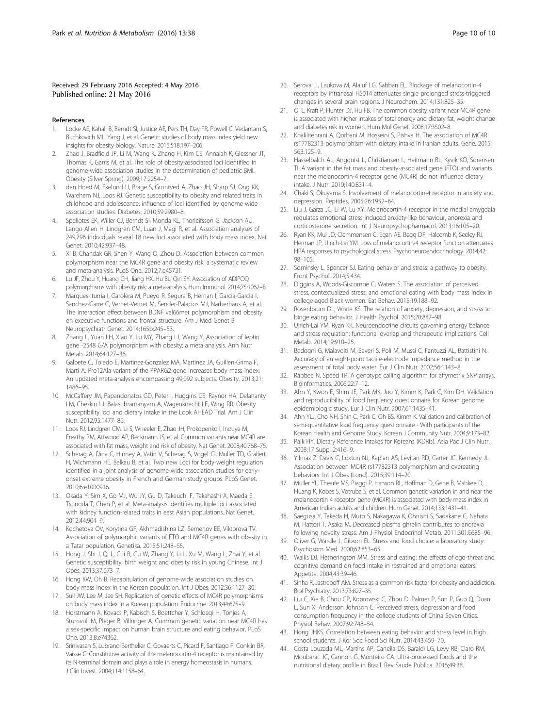Received: 29 February 2016 Accepted: 4 May 2016
Published online: 21 May 2016

## References

1. Locke AE, Kahali B, Berndt SI, Justice AE, Pers TH, Day FR, Powell C, Vedantam S, Buchkovich ML, Yang J, et al. Genetic studies of body mass index yield new insights for obesity biology. Nature. 2015;518:197–206.
2. Zhao J, Bradfield JP, Li M, Wang K, Zhang H, Kim CE, Annaiah K, Glessner JT, Thomas K, Garris M, et al. The role of obesity-associated loci identified in genome-wide association studies in the determination of pediatric BMI. Obesity (Silver Spring). 2009;17:2254–7.
3. den Hoed M, Ekelund U, Brage S, Grontved A, Zhao JH, Sharp SJ, Ong KK, Wareham NJ, Loos RJ. Genetic susceptibility to obesity and related traits in childhood and adolescence: influence of loci identified by genome-wide association studies. Diabetes. 2010;59:2980–8.
4. Speliotes EK, Willer CJ, Berndt SI, Monda KL, Thorleifsson G, Jackson AU, Lango Allen H, Lindgren CM, Luan J, Magi R, et al. Association analyses of 249,796 individuals reveal 18 new loci associated with body mass index. Nat Genet. 2010;42:937–48.
5. Xi B, Chandak GR, Shen Y, Wang Q, Zhou D. Association between common polymorphism near the MC4R gene and obesity risk: a systematic review and meta-analysis. PLoS One. 2012;7:e45731.
6. Lu JF, Zhou Y, Huang GH, Jiang HX, Hu BL, Qin SY. Association of ADIPOQ polymorphisms with obesity risk: a meta-analysis. Hum Immunol. 2014;75:1062–8.
7. Marques-Iturria I, Garolera M, Pueyo R, Segura B, Hernan I, Garcia-Garcia I, Sanchez-Garre C, Vernet-Vernet M, Sender-Palacios MJ, Narberhaus A, et al. The interaction effect between BDNF val66met polymorphism and obesity on executive functions and frontal structure. Am J Med Genet B Neuropsychiatr Genet. 2014;165b:245–53.
8. Zhang L, Yuan LH, Xiao Y, Lu MY, Zhang LJ, Wang Y. Association of leptin gene -2548 G/A polymorphism with obesity: a meta-analysis. Ann Nutr Metab. 2014;64:127–36.
9. Galbete C, Toledo E, Martinez-Gonzalez MA, Martinez JA, Guillen-Grima F, Marti A. Pro12Ala variant of the PPARG2 gene increases body mass index: An updated meta-analysis encompassing 49,092 subjects. Obesity. 2013;21:1486–95.
10. McCaffery JM, Papandonatos GD, Peter I, Huggins GS, Raynor HA, Delahanty LM, Cheskin LJ, Balasubramanyam A, Wagenknecht LE, Wing RR. Obesity susceptibility loci and dietary intake in the Look AHEAD Trial. Am J Clin Nutr. 2012;95:1477–86.
11. Loos RJ, Lindgren CM, Li S, Wheeler E, Zhao JH, Prokopenko I, Inouye M, Freathy RM, Attwood AP, Beckmann JS, et al. Common variants near MC4R are associated with fat mass, weight and risk of obesity. Nat Genet. 2008;40:768–75.
12. Scherag A, Dina C, Hinney A, Vatin V, Scherag S, Vogel CI, Muller TD, Grallert H, Wichmann HE, Balkau B, et al. Two new Loci for body-weight regulation identified in a joint analysis of genome-wide association studies for early-onset extreme obesity in French and German study groups. PLoS Genet. 2010;6:e1000916.
13. Okada Y, Sim X, Go MJ, Wu JY, Gu D, Takeuchi F, Takahashi A, Maeda S, Tsunoda T, Chen P, et al. Meta-analysis identifies multiple loci associated with kidney function-related traits in east Asian populations. Nat Genet. 2012;44:904–9.
14. Kochetova OV, Korytina GF, Akhmadishina LZ, Semenov EE, Viktorova TV. Association of polymorphic variants of FTO and MC4R genes with obesity in a Tatar population. Genetika. 2015;51:248–55.
15. Hong J, Shi J, Qi L, Cui B, Gu W, Zhang Y, Li L, Xu M, Wang L, Zhai Y, et al. Genetic susceptibility, birth weight and obesity risk in young Chinese. Int J Obes. 2013;37:673–7.
16. Hong KW, Oh B. Recapitulation of genome-wide association studies on body mass index in the Korean population. Int J Obes. 2012;36:1127–30.
17. Sull JW, Lee M, Jee SH. Replication of genetic effects of MC4R polymorphisms on body mass index in a Korean population. Endocrine. 2013;44:675–9.
18. Horstmann A, Kovacs P, Kabisch S, Boettcher Y, Schloegl H, Tonjes A, Stumvoll M, Pleger B, Villringer A. Common genetic variation near MC4R has a sex-specific impact on human brain structure and eating behavior. PLoS One. 2013;8:e74362.
19. Srinivasan S, Lubrano-Berthelier C, Govaerts C, Picard F, Santiago P, Conklin BR, Vaisse C. Constitutive activity of the melanocortin-4 receptor is maintained by its N-terminal domain and plays a role in energy homeostasis in humans. J Clin Invest. 2004;114:1158–64.
20. Serova LI, Laukova M, Alaluf LG, Sabban EL. Blockage of melanocortin-4 receptors by intranasal HS014 attenuates single prolonged stress-triggered changes in several brain regions. J Neurochem. 2014;131:825–35.
21. Qi L, Kraft P, Hunter DJ, Hu FB. The common obesity variant near MC4R gene is associated with higher intakes of total energy and dietary fat, weight change and diabetes risk in women. Hum Mol Genet. 2008;17:3502–8.
22. Khalilitehrani A, Qorbani M, Hosseini S, Pishva H. The association of MC4R rs17782313 polymorphism with dietary intake in Iranian adults. Gene. 2015; 563:125–9.
23. Hasselbalch AL, Angquist L, Christiansen L, Heitmann BL, Kyvik KO, Sorensen TI. A variant in the fat mass and obesity-associated gene (FTO) and variants near the melanocortin-4 receptor gene (MC4R) do not influence dietary intake. J Nutr. 2010;140:831–4.
24. Chaki S, Okuyama S. Involvement of melanocortin-4 receptor in anxiety and depression. Peptides. 2005;26:1952–64.
25. Liu J, Garza JC, Li W, Lu XY. Melanocortin-4 receptor in the medial amygdala regulates emotional stress-induced anxiety-like behaviour, anorexia and corticosterone secretion. Int J Neuropsychopharmacol. 2013;16:105–20.
26. Ryan KK, Mul JD, Clemmensen C, Egan AE, Begg DP, Halcomb K, Seeley RJ, Herman JP, Ulrich-Lai YM. Loss of melanocortin-4 receptor function attenuates HPA responses to psychological stress. Psychoneuroendocrinology. 2014;42: 98–105.
27. Sominsky L, Spencer SJ. Eating behavior and stress: a pathway to obesity. Front Psychol. 2014;5:434.
28. Diggins A, Woods-Giscombe C, Waters S. The association of perceived stress, contextualized stress, and emotional eating with body mass index in college-aged Black women. Eat Behav. 2015;19:188–92.
29. Rosenbaum DL, White KS. The relation of anxiety, depression, and stress to binge eating behavior. J Health Psychol. 2015;20:887–98.
30. Ulrich-Lai YM, Ryan KK. Neuroendocrine circuits governing energy balance and stress regulation: functional overlap and therapeutic implications. Cell Metab. 2014;19:910–25.
31. Bedogni G, Malavolti M, Severi S, Poli M, Mussi C, Fantuzzi AL, Battistini N. Accuracy of an eight-point tactile-electrode impedance method in the assessment of total body water. Eur J Clin Nutr. 2002;56:1143–8.
32. Rabbee N, Speed TP. A genotype calling algorithm for affymetrix SNP arrays. Bioinformatics. 2006;22:7–12.
33. Ahn Y, Kwon E, Shim JE, Park MK, Joo Y, Kimm K, Park C, Kim DH. Validation and reproducibility of food frequency questionnaire for Korean genome epidemiologic study. Eur J Clin Nutr. 2007;61:1435–41.
34. Ahn YLJ, Cho NH, Shin C, Park C, Oh BS, Kimm K. Validation and calibration of semi-quantitative food frequency questionnaire - With participants of the Korean Health and Genome Study. Korean J Community Nutr. 2004;9:173–82.
35. Paik HY. Dietary Reference Intakes for Koreans (KDRIs). Asia Pac J Clin Nutr. 2008;17 Suppl 2:416–9.
36. Yilmaz Z, Davis C, Loxton NJ, Kaplan AS, Levitan RD, Carter JC, Kennedy JL. Association between MC4R rs17782313 polymorphism and overeating behaviors. Int J Obes (Lond). 2015;39:114–20.
37. Muller YL, Thearle MS, Piaggi P, Hanson RL, Hoffman D, Gene B, Mahkee D, Huang K, Kobes S, Votruba S, et al. Common genetic variation in and near the melanocortin 4 receptor gene (MC4R) is associated with body mass index in American Indian adults and children. Hum Genet. 2014;133:1431–41.
38. Saegusa Y, Takeda H, Muto S, Nakagawa K, Ohnishi S, Sadakane C, Nahata M, Hattori T, Asaka M. Decreased plasma ghrelin contributes to anorexia following novelty stress. Am J Physiol Endocrinol Metab. 2011;301:E685–96.
39. Oliver G, Wardle J, Gibson EL. Stress and food choice: a laboratory study. Psychosom Med. 2000;62:853–65.
40. Wallis DJ, Hetherington MM. Stress and eating: the effects of ego-threat and cognitive demand on food intake in restrained and emotional eaters. Appetite. 2004;43:39–46.
41. Sinha R, Jastreboff AM. Stress as a common risk factor for obesity and addiction. Biol Psychiatry. 2013;73:827–35.
42. Liu C, Xie B, Chou CP, Koprowski C, Zhou D, Palmer P, Sun P, Guo Q, Duan L, Sun X, Anderson Johnson C. Perceived stress, depression and food consumption frequency in the college students of China Seven Cities. Physiol Behav. 2007;92:748–54.
43. Hong JHKS. Correlation between eating behavior and stress level in high school students. J Kor Soc Food Sci Nutr. 2014;43:459–70.
44. Costa Louzada ML, Martins AP, Canella DS, Baraldi LG, Levy RB, Claro RM, Moubarac JC, Cannon G, Monteiro CA. Ultra-processed foods and the nutritional dietary profile in Brazil. Rev Saude Publica. 2015;49:38.